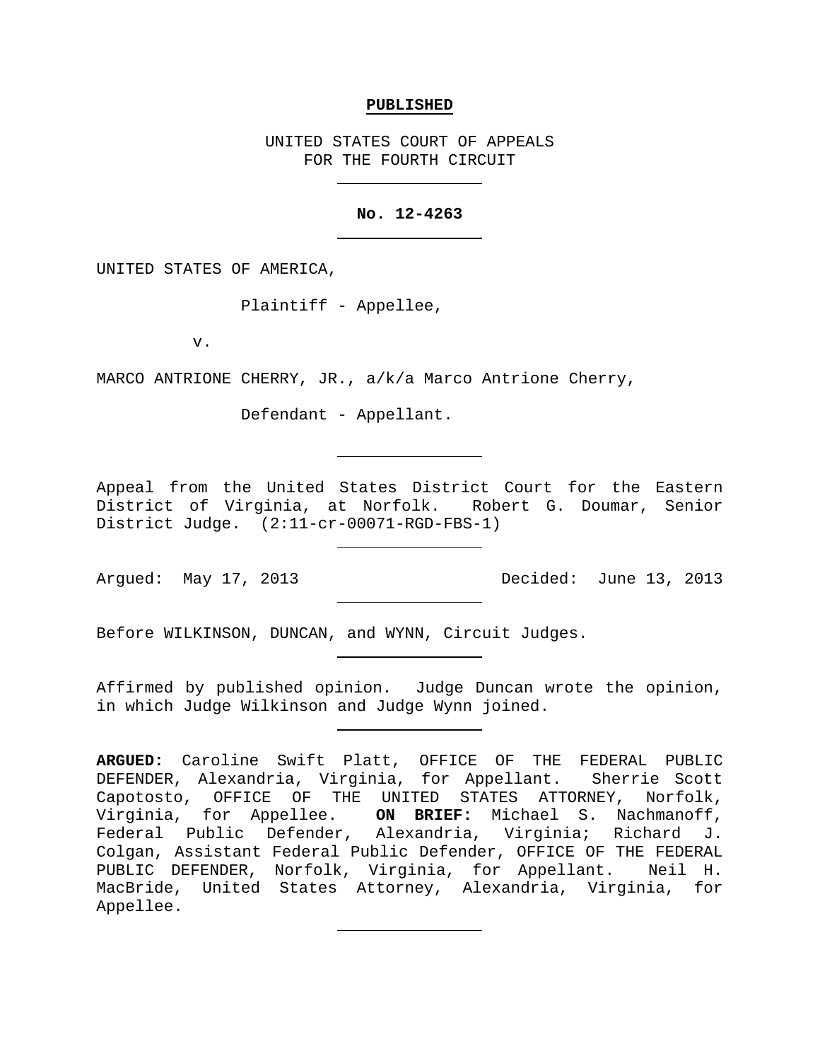**PUBLISHED**

UNITED STATES COURT OF APPEALS
FOR THE FOURTH CIRCUIT

---

**No. 12-4263**

---

UNITED STATES OF AMERICA,

Plaintiff - Appellee,

v.

MARCO ANTRIONE CHERRY, JR., a/k/a Marco Antrione Cherry,

Defendant - Appellant.

---

Appeal from the United States District Court for the Eastern District of Virginia, at Norfolk. Robert G. Doumar, Senior District Judge. (2:11-cr-00071-RGD-FBS-1)

---

Argued: May 17, 2013 Decided: June 13, 2013

---

Before WILKINSON, DUNCAN, and WYNN, Circuit Judges.

---

Affirmed by published opinion. Judge Duncan wrote the opinion, in which Judge Wilkinson and Judge Wynn joined.

---

**ARGUED:** Caroline Swift Platt, OFFICE OF THE FEDERAL PUBLIC DEFENDER, Alexandria, Virginia, for Appellant. Sherrie Scott Capotosto, OFFICE OF THE UNITED STATES ATTORNEY, Norfolk, Virginia, for Appellee. **ON BRIEF:** Michael S. Nachmanoff, Federal Public Defender, Alexandria, Virginia; Richard J. Colgan, Assistant Federal Public Defender, OFFICE OF THE FEDERAL PUBLIC DEFENDER, Norfolk, Virginia, for Appellant. Neil H. MacBride, United States Attorney, Alexandria, Virginia, for Appellee.

---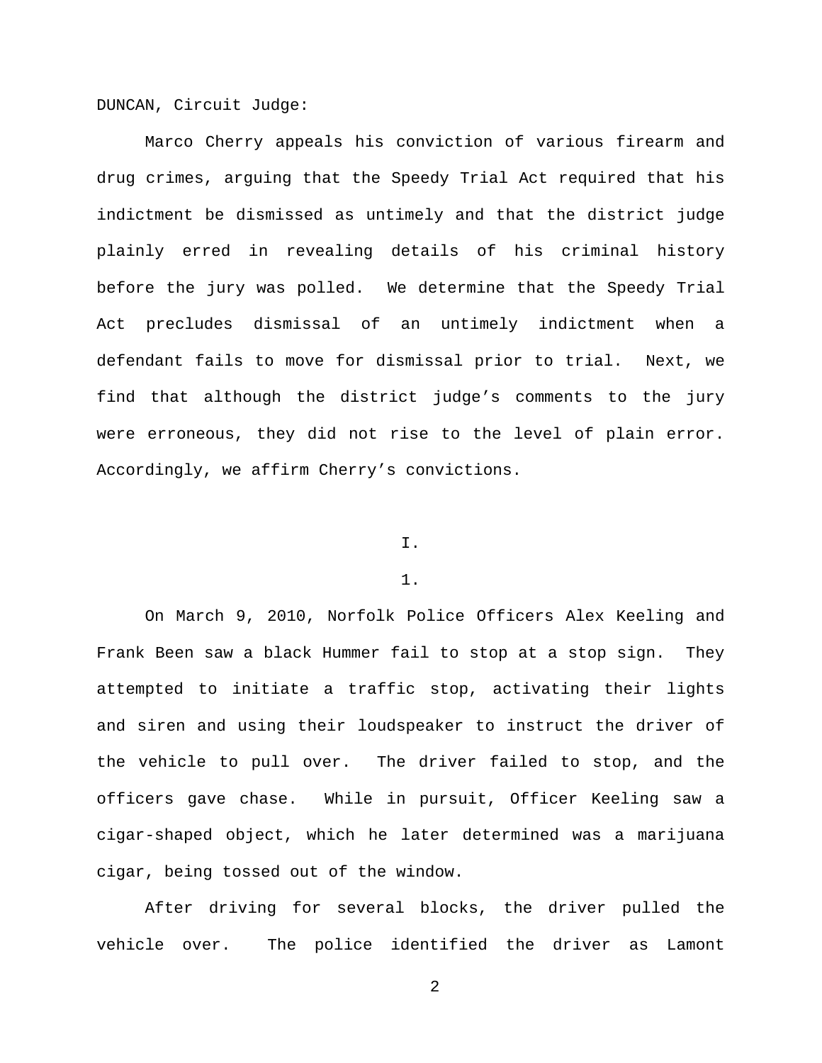DUNCAN, Circuit Judge:

Marco Cherry appeals his conviction of various firearm and drug crimes, arguing that the Speedy Trial Act required that his indictment be dismissed as untimely and that the district judge plainly erred in revealing details of his criminal history before the jury was polled. We determine that the Speedy Trial Act precludes dismissal of an untimely indictment when a defendant fails to move for dismissal prior to trial. Next, we find that although the district judge's comments to the jury were erroneous, they did not rise to the level of plain error. Accordingly, we affirm Cherry's convictions.

# I.

## 1.

On March 9, 2010, Norfolk Police Officers Alex Keeling and Frank Been saw a black Hummer fail to stop at a stop sign. They attempted to initiate a traffic stop, activating their lights and siren and using their loudspeaker to instruct the driver of the vehicle to pull over. The driver failed to stop, and the officers gave chase. While in pursuit, Officer Keeling saw a cigar-shaped object, which he later determined was a marijuana cigar, being tossed out of the window.

After driving for several blocks, the driver pulled the vehicle over. The police identified the driver as Lamont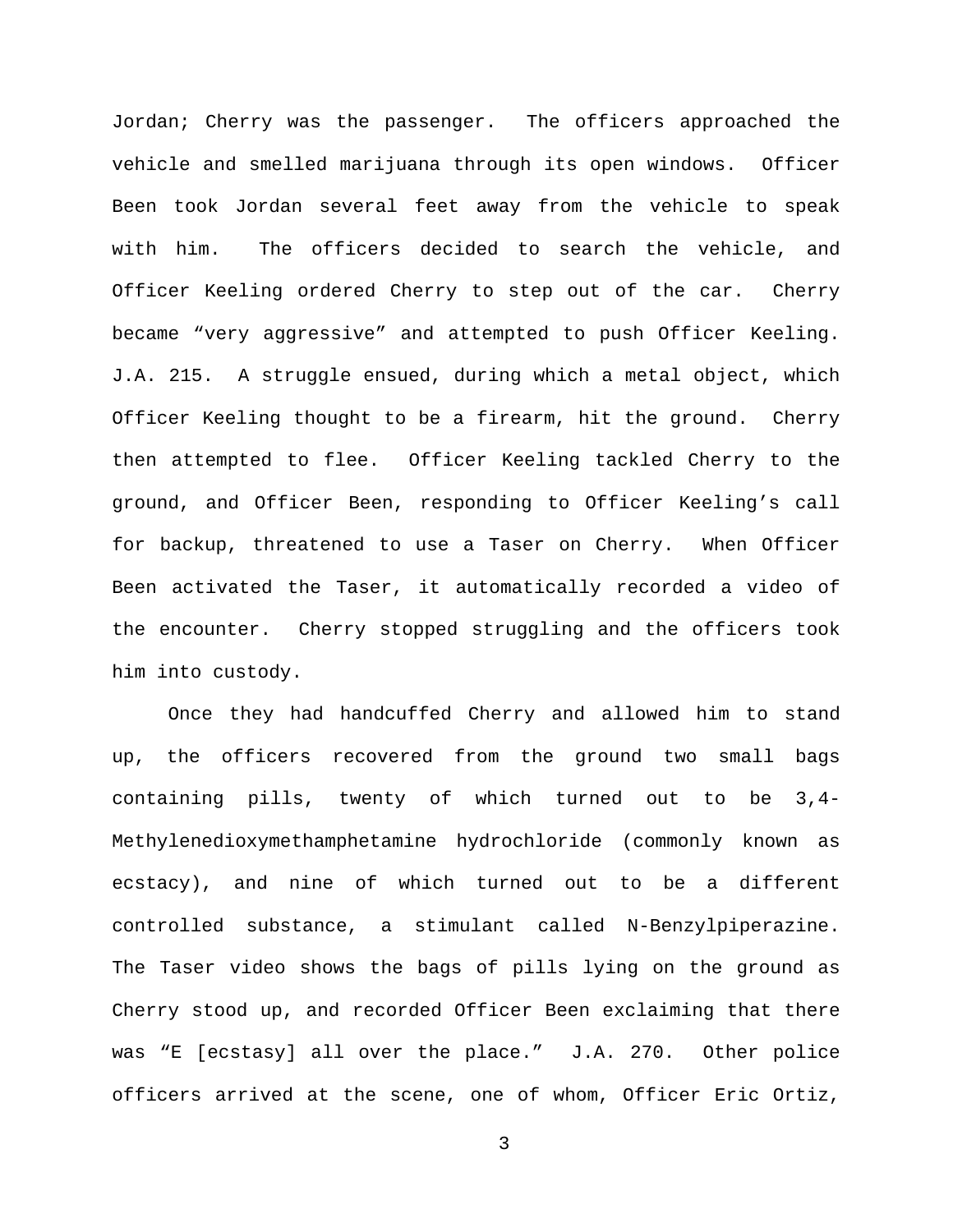Jordan; Cherry was the passenger. The officers approached the vehicle and smelled marijuana through its open windows. Officer Been took Jordan several feet away from the vehicle to speak with him. The officers decided to search the vehicle, and Officer Keeling ordered Cherry to step out of the car. Cherry became "very aggressive" and attempted to push Officer Keeling. J.A. 215. A struggle ensued, during which a metal object, which Officer Keeling thought to be a firearm, hit the ground. Cherry then attempted to flee. Officer Keeling tackled Cherry to the ground, and Officer Been, responding to Officer Keeling's call for backup, threatened to use a Taser on Cherry. When Officer Been activated the Taser, it automatically recorded a video of the encounter. Cherry stopped struggling and the officers took him into custody.

Once they had handcuffed Cherry and allowed him to stand up, the officers recovered from the ground two small bags containing pills, twenty of which turned out to be 3,4-Methylenedioxymethamphetamine hydrochloride (commonly known as ecstacy), and nine of which turned out to be a different controlled substance, a stimulant called N-Benzylpiperazine. The Taser video shows the bags of pills lying on the ground as Cherry stood up, and recorded Officer Been exclaiming that there was "E [ecstasy] all over the place." J.A. 270. Other police officers arrived at the scene, one of whom, Officer Eric Ortiz,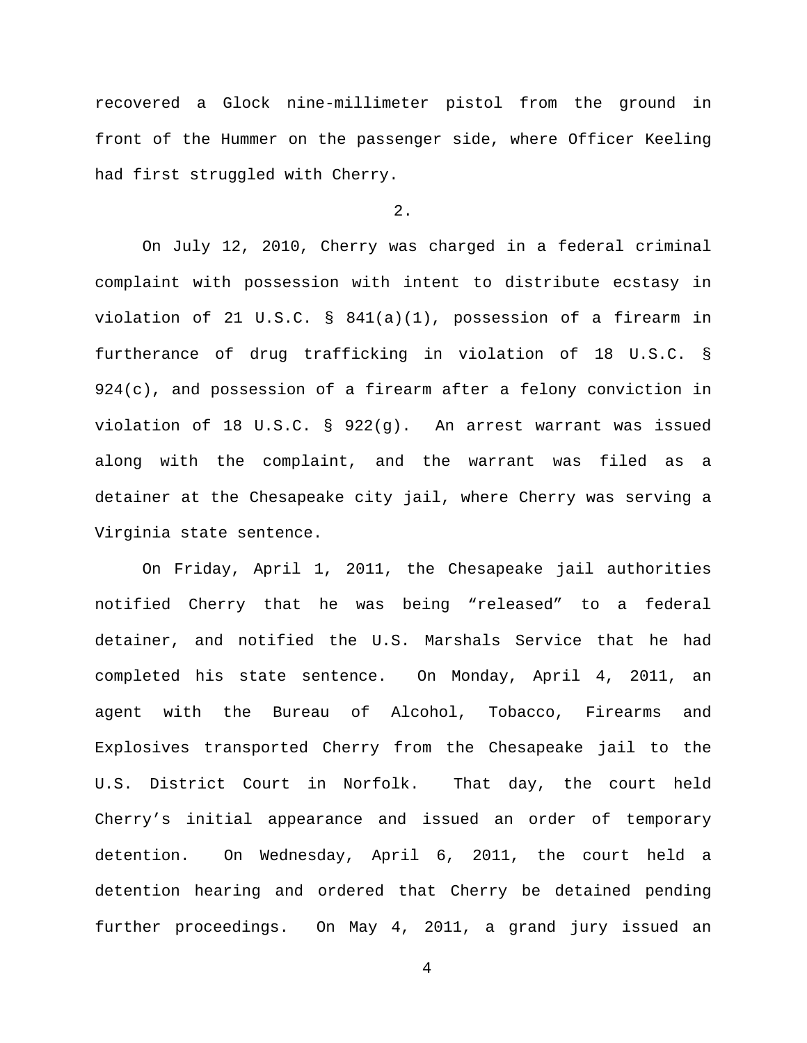recovered a Glock nine-millimeter pistol from the ground in front of the Hummer on the passenger side, where Officer Keeling had first struggled with Cherry.

2.

On July 12, 2010, Cherry was charged in a federal criminal complaint with possession with intent to distribute ecstasy in violation of 21 U.S.C. § 841(a)(1), possession of a firearm in furtherance of drug trafficking in violation of 18 U.S.C. § 924(c), and possession of a firearm after a felony conviction in violation of 18 U.S.C. § 922(g). An arrest warrant was issued along with the complaint, and the warrant was filed as a detainer at the Chesapeake city jail, where Cherry was serving a Virginia state sentence.

On Friday, April 1, 2011, the Chesapeake jail authorities notified Cherry that he was being "released" to a federal detainer, and notified the U.S. Marshals Service that he had completed his state sentence. On Monday, April 4, 2011, an agent with the Bureau of Alcohol, Tobacco, Firearms and Explosives transported Cherry from the Chesapeake jail to the U.S. District Court in Norfolk. That day, the court held Cherry's initial appearance and issued an order of temporary detention. On Wednesday, April 6, 2011, the court held a detention hearing and ordered that Cherry be detained pending further proceedings. On May 4, 2011, a grand jury issued an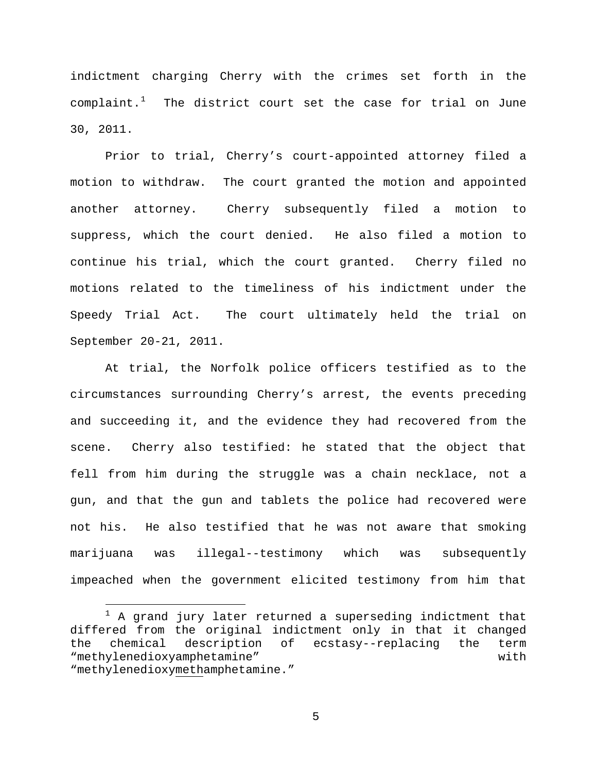indictment charging Cherry with the crimes set forth in the complaint.[1] The district court set the case for trial on June 30, 2011.

Prior to trial, Cherry's court-appointed attorney filed a motion to withdraw. The court granted the motion and appointed another attorney. Cherry subsequently filed a motion to suppress, which the court denied. He also filed a motion to continue his trial, which the court granted. Cherry filed no motions related to the timeliness of his indictment under the Speedy Trial Act. The court ultimately held the trial on September 20-21, 2011.

At trial, the Norfolk police officers testified as to the circumstances surrounding Cherry's arrest, the events preceding and succeeding it, and the evidence they had recovered from the scene. Cherry also testified: he stated that the object that fell from him during the struggle was a chain necklace, not a gun, and that the gun and tablets the police had recovered were not his. He also testified that he was not aware that smoking marijuana was illegal--testimony which was subsequently impeached when the government elicited testimony from him that

---

[1] A grand jury later returned a superseding indictment that differed from the original indictment only in that it changed the chemical description of ecstasy--replacing the term "methylenedioxyamphetamine" with "methylenedioxy<u>meth</u>amphetamine."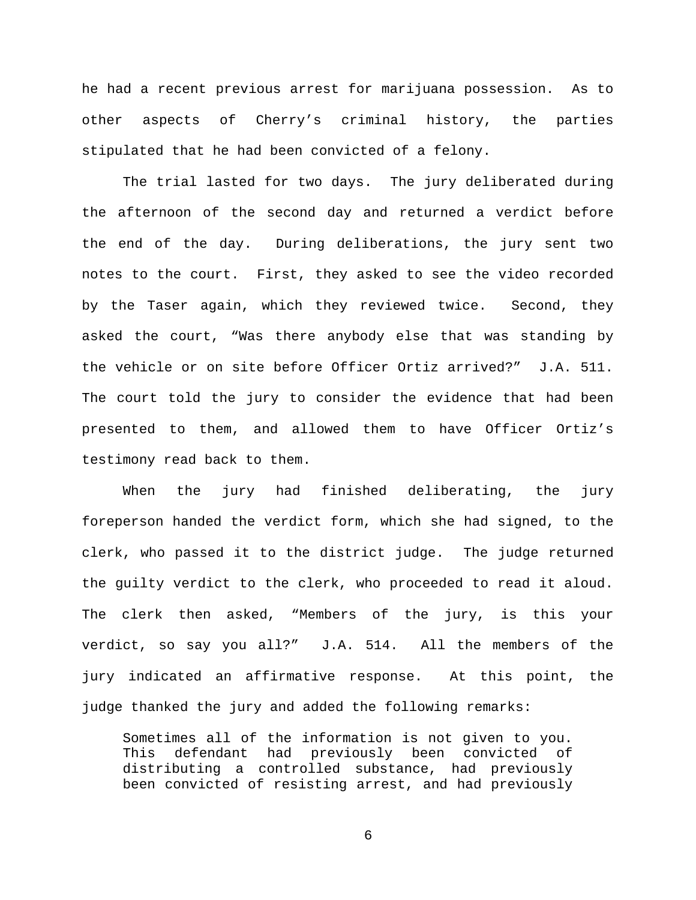he had a recent previous arrest for marijuana possession. As to other aspects of Cherry's criminal history, the parties stipulated that he had been convicted of a felony.

The trial lasted for two days. The jury deliberated during the afternoon of the second day and returned a verdict before the end of the day. During deliberations, the jury sent two notes to the court. First, they asked to see the video recorded by the Taser again, which they reviewed twice. Second, they asked the court, "Was there anybody else that was standing by the vehicle or on site before Officer Ortiz arrived?" J.A. 511. The court told the jury to consider the evidence that had been presented to them, and allowed them to have Officer Ortiz's testimony read back to them.

When the jury had finished deliberating, the jury foreperson handed the verdict form, which she had signed, to the clerk, who passed it to the district judge. The judge returned the guilty verdict to the clerk, who proceeded to read it aloud. The clerk then asked, "Members of the jury, is this your verdict, so say you all?" J.A. 514. All the members of the jury indicated an affirmative response. At this point, the judge thanked the jury and added the following remarks:

> Sometimes all of the information is not given to you. This defendant had previously been convicted of distributing a controlled substance, had previously been convicted of resisting arrest, and had previously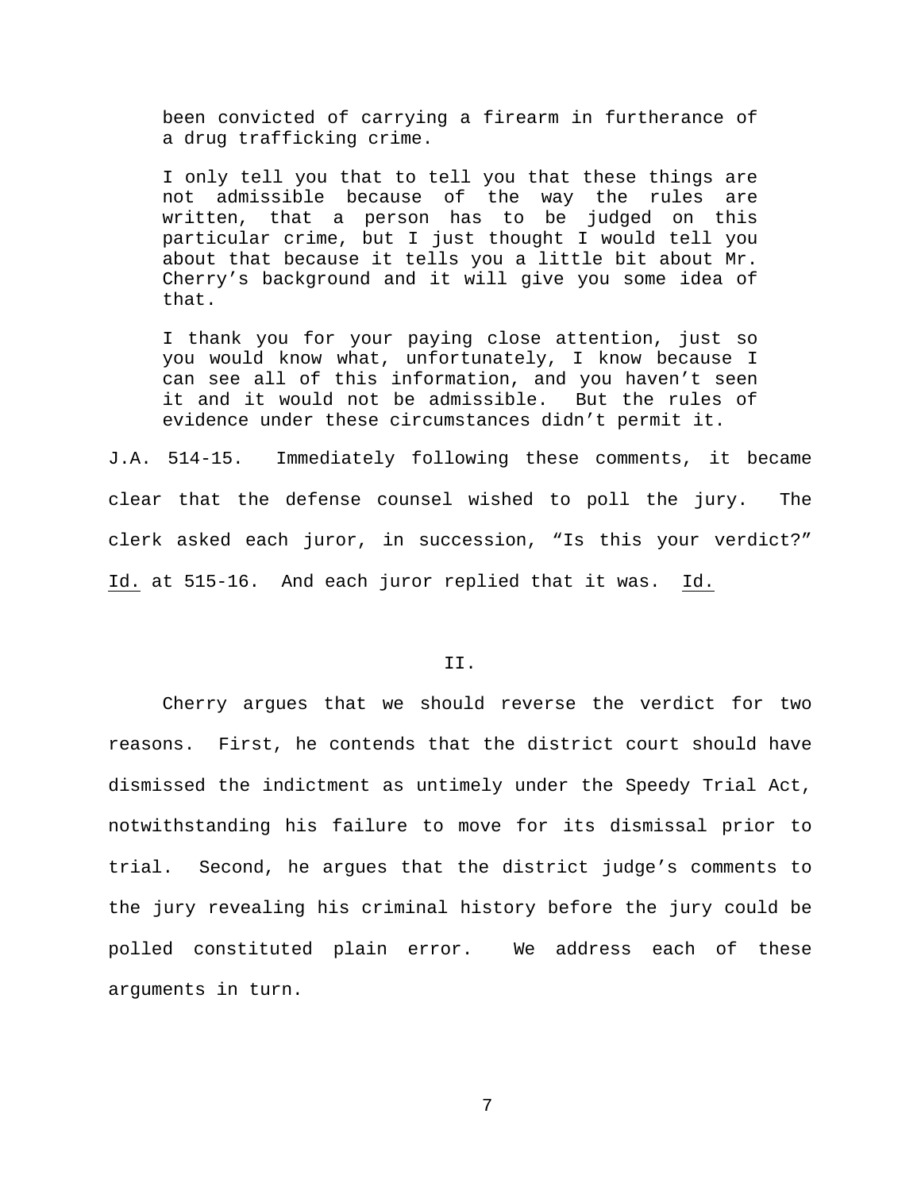> been convicted of carrying a firearm in furtherance of a drug trafficking crime.
>
> I only tell you that to tell you that these things are not admissible because of the way the rules are written, that a person has to be judged on this particular crime, but I just thought I would tell you about that because it tells you a little bit about Mr. Cherry's background and it will give you some idea of that.
>
> I thank you for your paying close attention, just so you would know what, unfortunately, I know because I can see all of this information, and you haven't seen it and it would not be admissible. But the rules of evidence under these circumstances didn't permit it.

J.A. 514-15. Immediately following these comments, it became clear that the defense counsel wished to poll the jury. The clerk asked each juror, in succession, "Is this your verdict?" Id. at 515-16. And each juror replied that it was. Id.

## II.

Cherry argues that we should reverse the verdict for two reasons. First, he contends that the district court should have dismissed the indictment as untimely under the Speedy Trial Act, notwithstanding his failure to move for its dismissal prior to trial. Second, he argues that the district judge's comments to the jury revealing his criminal history before the jury could be polled constituted plain error. We address each of these arguments in turn.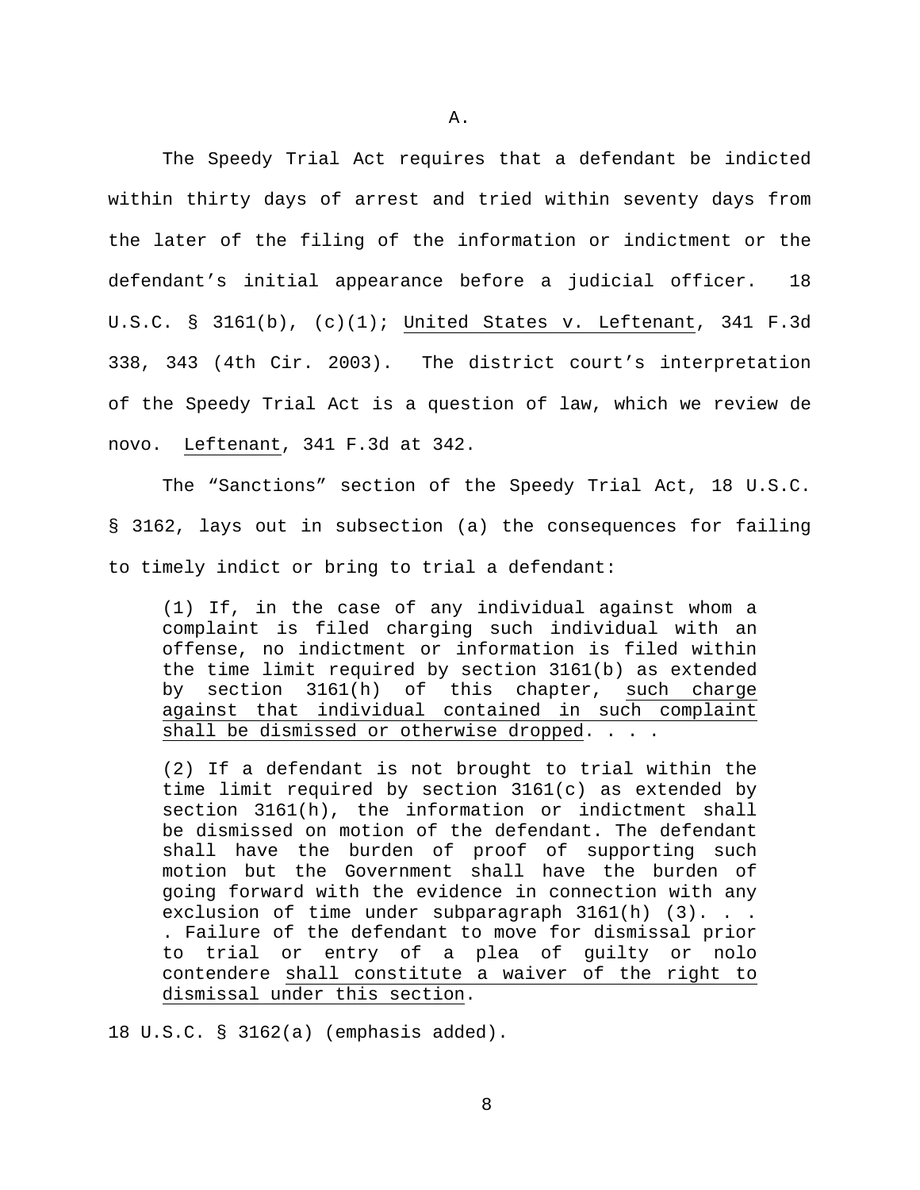### A.

The Speedy Trial Act requires that a defendant be indicted within thirty days of arrest and tried within seventy days from the later of the filing of the information or indictment or the defendant's initial appearance before a judicial officer. 18 U.S.C. § 3161(b), (c)(1); United States v. Leftenant, 341 F.3d 338, 343 (4th Cir. 2003). The district court's interpretation of the Speedy Trial Act is a question of law, which we review de novo. Leftenant, 341 F.3d at 342.

The "Sanctions" section of the Speedy Trial Act, 18 U.S.C. § 3162, lays out in subsection (a) the consequences for failing to timely indict or bring to trial a defendant:

> (1) If, in the case of any individual against whom a complaint is filed charging such individual with an offense, no indictment or information is filed within the time limit required by section 3161(b) as extended by section 3161(h) of this chapter, <u>such charge against that individual contained in such complaint shall be dismissed or otherwise dropped</u>. . . .
>
> (2) If a defendant is not brought to trial within the time limit required by section 3161(c) as extended by section 3161(h), the information or indictment shall be dismissed on motion of the defendant. The defendant shall have the burden of proof of supporting such motion but the Government shall have the burden of going forward with the evidence in connection with any exclusion of time under subparagraph 3161(h) (3). . . . Failure of the defendant to move for dismissal prior to trial or entry of a plea of guilty or nolo contendere <u>shall constitute a waiver of the right to dismissal under this section</u>.

18 U.S.C. § 3162(a) (emphasis added).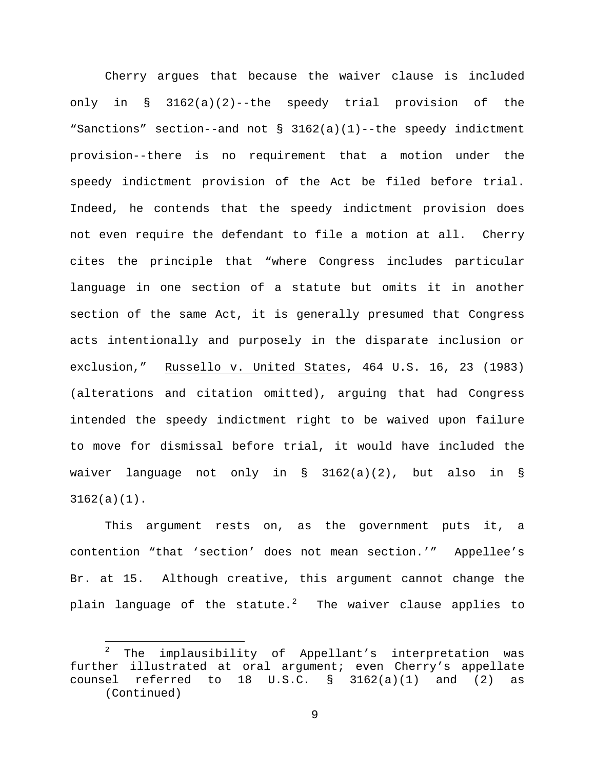Cherry argues that because the waiver clause is included only in § 3162(a)(2)--the speedy trial provision of the "Sanctions" section--and not § 3162(a)(1)--the speedy indictment provision--there is no requirement that a motion under the speedy indictment provision of the Act be filed before trial. Indeed, he contends that the speedy indictment provision does not even require the defendant to file a motion at all. Cherry cites the principle that "where Congress includes particular language in one section of a statute but omits it in another section of the same Act, it is generally presumed that Congress acts intentionally and purposely in the disparate inclusion or exclusion," Russello v. United States, 464 U.S. 16, 23 (1983) (alterations and citation omitted), arguing that had Congress intended the speedy indictment right to be waived upon failure to move for dismissal before trial, it would have included the waiver language not only in § 3162(a)(2), but also in § 3162(a)(1).

This argument rests on, as the government puts it, a contention "that 'section' does not mean section.'" Appellee's Br. at 15. Although creative, this argument cannot change the plain language of the statute.[2] The waiver clause applies to

[2] The implausibility of Appellant's interpretation was further illustrated at oral argument; even Cherry's appellate counsel referred to 18 U.S.C. § 3162(a)(1) and (2) as (Continued)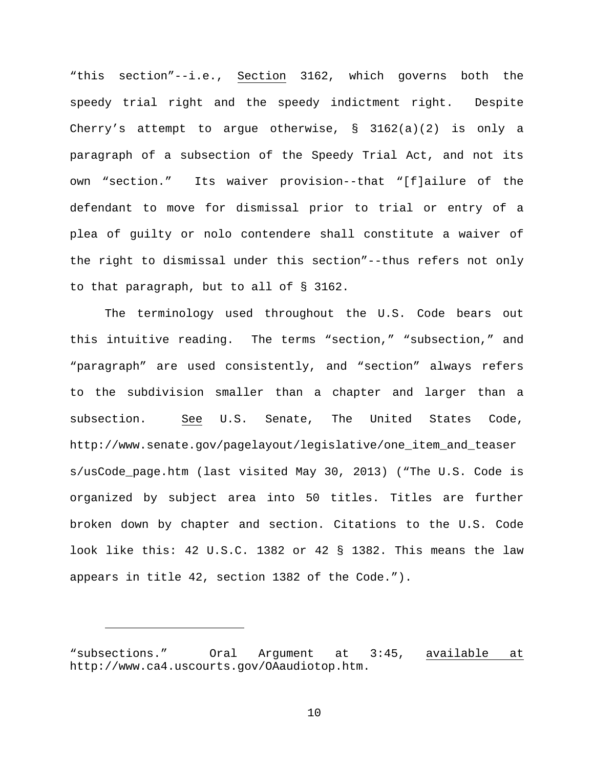“this section”--i.e., Section 3162, which governs both the speedy trial right and the speedy indictment right. Despite Cherry’s attempt to argue otherwise, § 3162(a)(2) is only a paragraph of a subsection of the Speedy Trial Act, and not its own “section.” Its waiver provision--that “[f]ailure of the defendant to move for dismissal prior to trial or entry of a plea of guilty or nolo contendere shall constitute a waiver of the right to dismissal under this section”--thus refers not only to that paragraph, but to all of § 3162.

The terminology used throughout the U.S. Code bears out this intuitive reading. The terms “section,” “subsection,” and “paragraph” are used consistently, and “section” always refers to the subdivision smaller than a chapter and larger than a subsection. See U.S. Senate, The United States Code, http://www.senate.gov/pagelayout/legislative/one_item_and_teasers/usCode_page.htm (last visited May 30, 2013) (“The U.S. Code is organized by subject area into 50 titles. Titles are further broken down by chapter and section. Citations to the U.S. Code look like this: 42 U.S.C. 1382 or 42 § 1382. This means the law appears in title 42, section 1382 of the Code.”).

---

“subsections.” Oral Argument at 3:45, available at http://www.ca4.uscourts.gov/OAaudiotop.htm.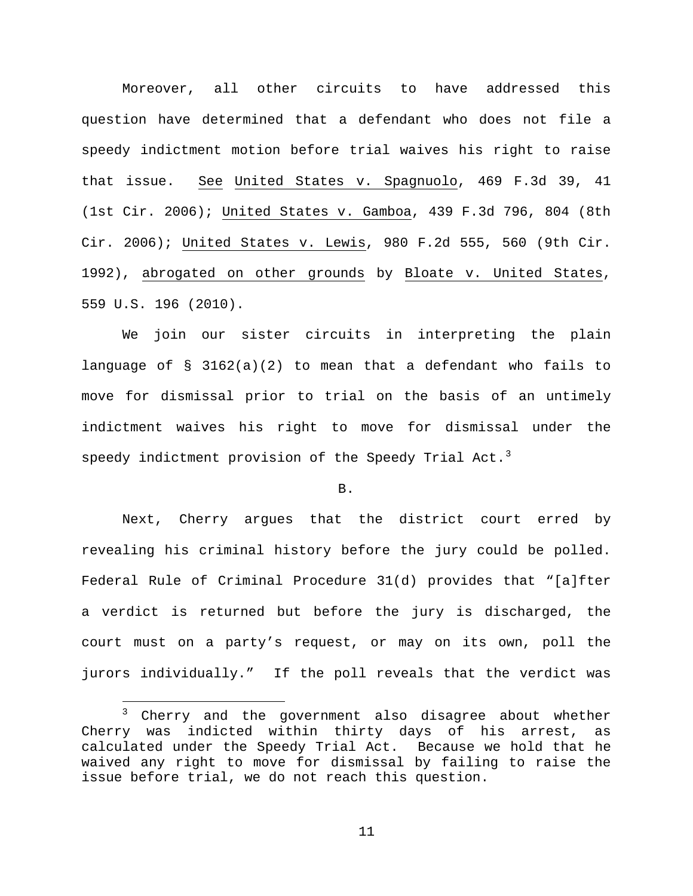Moreover, all other circuits to have addressed this question have determined that a defendant who does not file a speedy indictment motion before trial waives his right to raise that issue. See United States v. Spagnuolo, 469 F.3d 39, 41 (1st Cir. 2006); United States v. Gamboa, 439 F.3d 796, 804 (8th Cir. 2006); United States v. Lewis, 980 F.2d 555, 560 (9th Cir. 1992), abrogated on other grounds by Bloate v. United States, 559 U.S. 196 (2010).

We join our sister circuits in interpreting the plain language of § 3162(a)(2) to mean that a defendant who fails to move for dismissal prior to trial on the basis of an untimely indictment waives his right to move for dismissal under the speedy indictment provision of the Speedy Trial Act.[3]

B.

Next, Cherry argues that the district court erred by revealing his criminal history before the jury could be polled. Federal Rule of Criminal Procedure 31(d) provides that "[a]fter a verdict is returned but before the jury is discharged, the court must on a party's request, or may on its own, poll the jurors individually." If the poll reveals that the verdict was

[3] Cherry and the government also disagree about whether Cherry was indicted within thirty days of his arrest, as calculated under the Speedy Trial Act. Because we hold that he waived any right to move for dismissal by failing to raise the issue before trial, we do not reach this question.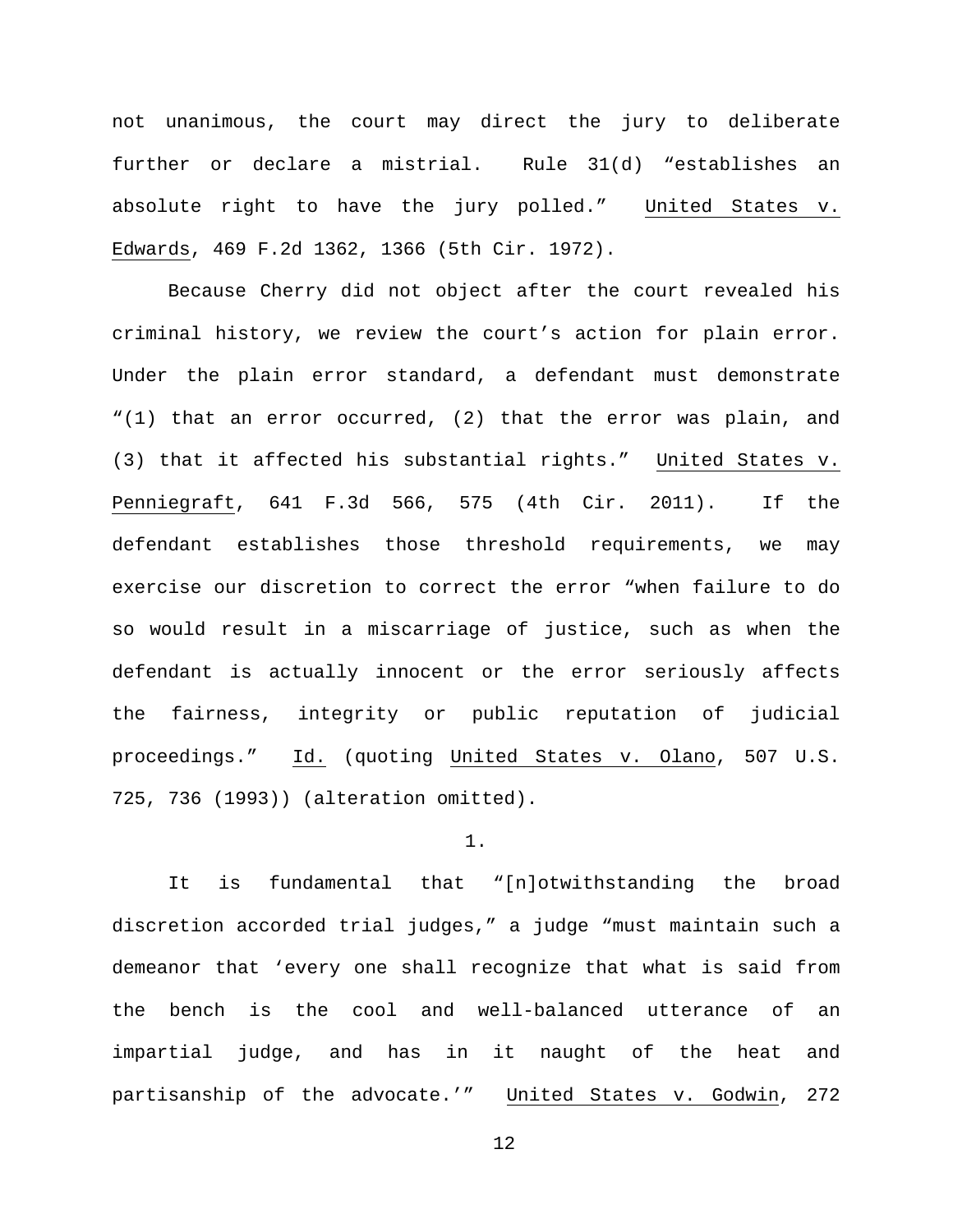not unanimous, the court may direct the jury to deliberate further or declare a mistrial. Rule 31(d) "establishes an absolute right to have the jury polled." United States v. Edwards, 469 F.2d 1362, 1366 (5th Cir. 1972).

Because Cherry did not object after the court revealed his criminal history, we review the court's action for plain error. Under the plain error standard, a defendant must demonstrate "(1) that an error occurred, (2) that the error was plain, and (3) that it affected his substantial rights." United States v. Penniegraft, 641 F.3d 566, 575 (4th Cir. 2011). If the defendant establishes those threshold requirements, we may exercise our discretion to correct the error "when failure to do so would result in a miscarriage of justice, such as when the defendant is actually innocent or the error seriously affects the fairness, integrity or public reputation of judicial proceedings." Id. (quoting United States v. Olano, 507 U.S. 725, 736 (1993)) (alteration omitted).

1.

It is fundamental that "[n]otwithstanding the broad discretion accorded trial judges," a judge "must maintain such a demeanor that 'every one shall recognize that what is said from the bench is the cool and well-balanced utterance of an impartial judge, and has in it naught of the heat and partisanship of the advocate.'" United States v. Godwin, 272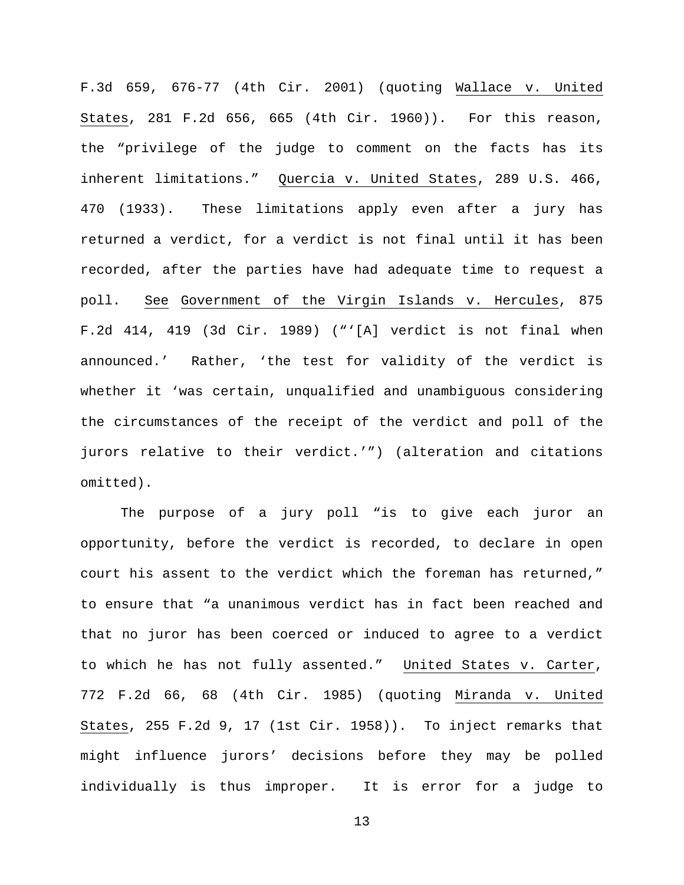F.3d 659, 676-77 (4th Cir. 2001) (quoting Wallace v. United States, 281 F.2d 656, 665 (4th Cir. 1960)). For this reason, the "privilege of the judge to comment on the facts has its inherent limitations." Quercia v. United States, 289 U.S. 466, 470 (1933). These limitations apply even after a jury has returned a verdict, for a verdict is not final until it has been recorded, after the parties have had adequate time to request a poll. See Government of the Virgin Islands v. Hercules, 875 F.2d 414, 419 (3d Cir. 1989) ("'[A] verdict is not final when announced.' Rather, 'the test for validity of the verdict is whether it 'was certain, unqualified and unambiguous considering the circumstances of the receipt of the verdict and poll of the jurors relative to their verdict.'") (alteration and citations omitted).

The purpose of a jury poll "is to give each juror an opportunity, before the verdict is recorded, to declare in open court his assent to the verdict which the foreman has returned," to ensure that "a unanimous verdict has in fact been reached and that no juror has been coerced or induced to agree to a verdict to which he has not fully assented." United States v. Carter, 772 F.2d 66, 68 (4th Cir. 1985) (quoting Miranda v. United States, 255 F.2d 9, 17 (1st Cir. 1958)). To inject remarks that might influence jurors' decisions before they may be polled individually is thus improper. It is error for a judge to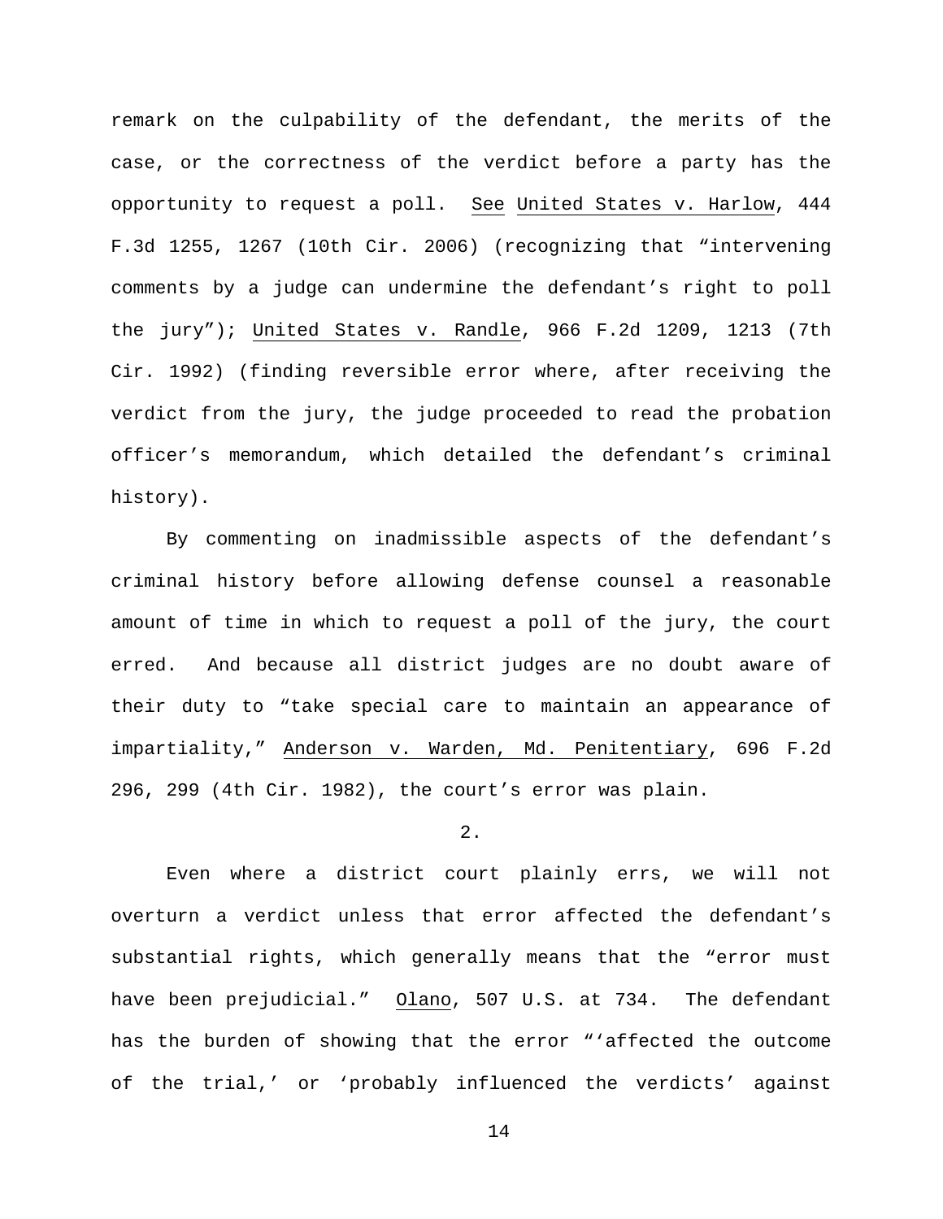remark on the culpability of the defendant, the merits of the case, or the correctness of the verdict before a party has the opportunity to request a poll. See United States v. Harlow, 444 F.3d 1255, 1267 (10th Cir. 2006) (recognizing that "intervening comments by a judge can undermine the defendant's right to poll the jury"); United States v. Randle, 966 F.2d 1209, 1213 (7th Cir. 1992) (finding reversible error where, after receiving the verdict from the jury, the judge proceeded to read the probation officer's memorandum, which detailed the defendant's criminal history).

By commenting on inadmissible aspects of the defendant's criminal history before allowing defense counsel a reasonable amount of time in which to request a poll of the jury, the court erred. And because all district judges are no doubt aware of their duty to "take special care to maintain an appearance of impartiality," Anderson v. Warden, Md. Penitentiary, 696 F.2d 296, 299 (4th Cir. 1982), the court's error was plain.

2.

Even where a district court plainly errs, we will not overturn a verdict unless that error affected the defendant's substantial rights, which generally means that the "error must have been prejudicial." Olano, 507 U.S. at 734. The defendant has the burden of showing that the error "'affected the outcome of the trial,' or 'probably influenced the verdicts' against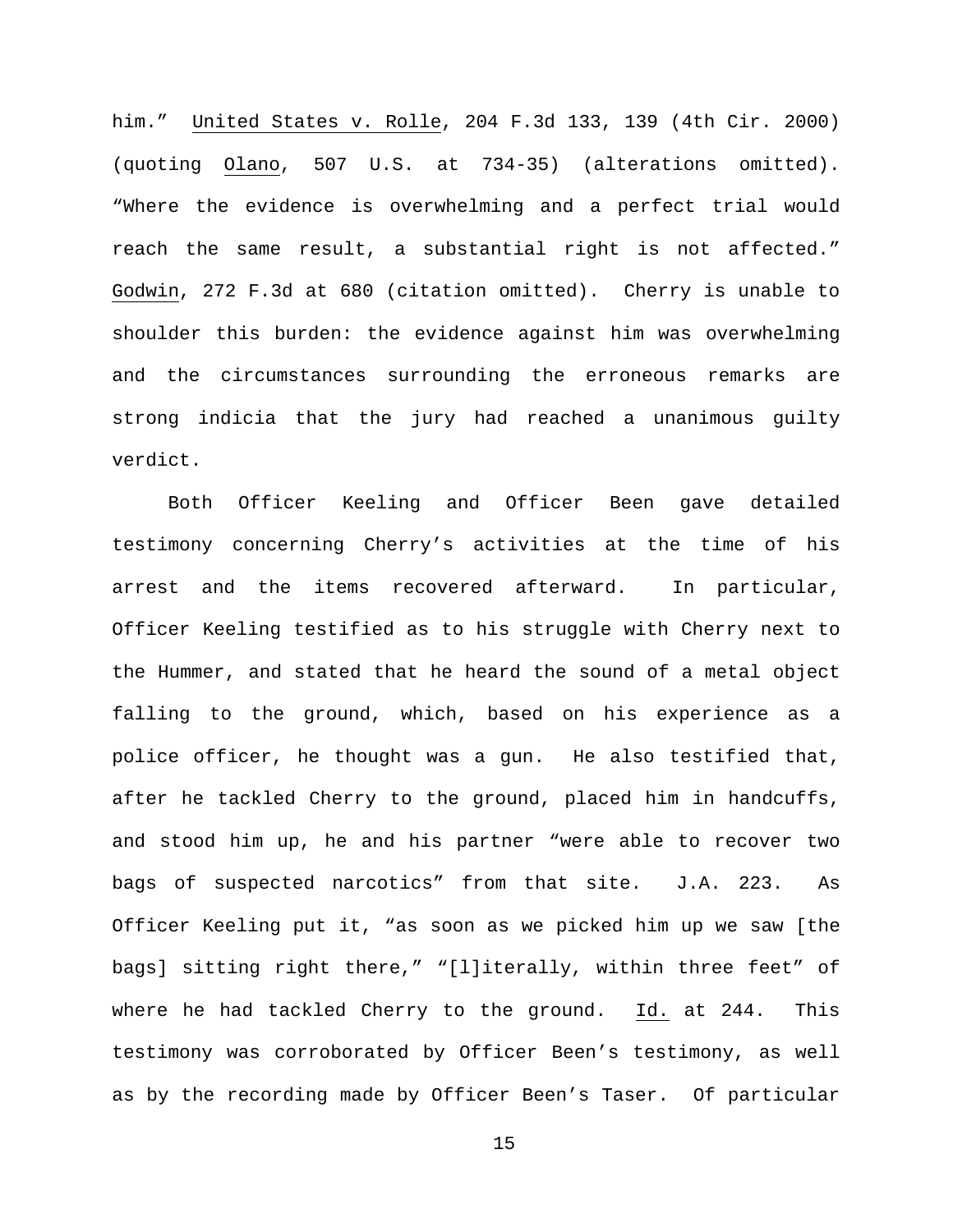him." United States v. Rolle, 204 F.3d 133, 139 (4th Cir. 2000) (quoting Olano, 507 U.S. at 734-35) (alterations omitted). "Where the evidence is overwhelming and a perfect trial would reach the same result, a substantial right is not affected." Godwin, 272 F.3d at 680 (citation omitted). Cherry is unable to shoulder this burden: the evidence against him was overwhelming and the circumstances surrounding the erroneous remarks are strong indicia that the jury had reached a unanimous guilty verdict.

Both Officer Keeling and Officer Been gave detailed testimony concerning Cherry's activities at the time of his arrest and the items recovered afterward. In particular, Officer Keeling testified as to his struggle with Cherry next to the Hummer, and stated that he heard the sound of a metal object falling to the ground, which, based on his experience as a police officer, he thought was a gun. He also testified that, after he tackled Cherry to the ground, placed him in handcuffs, and stood him up, he and his partner "were able to recover two bags of suspected narcotics" from that site. J.A. 223. As Officer Keeling put it, "as soon as we picked him up we saw [the bags] sitting right there," "[l]iterally, within three feet" of where he had tackled Cherry to the ground. Id. at 244. This testimony was corroborated by Officer Been's testimony, as well as by the recording made by Officer Been's Taser. Of particular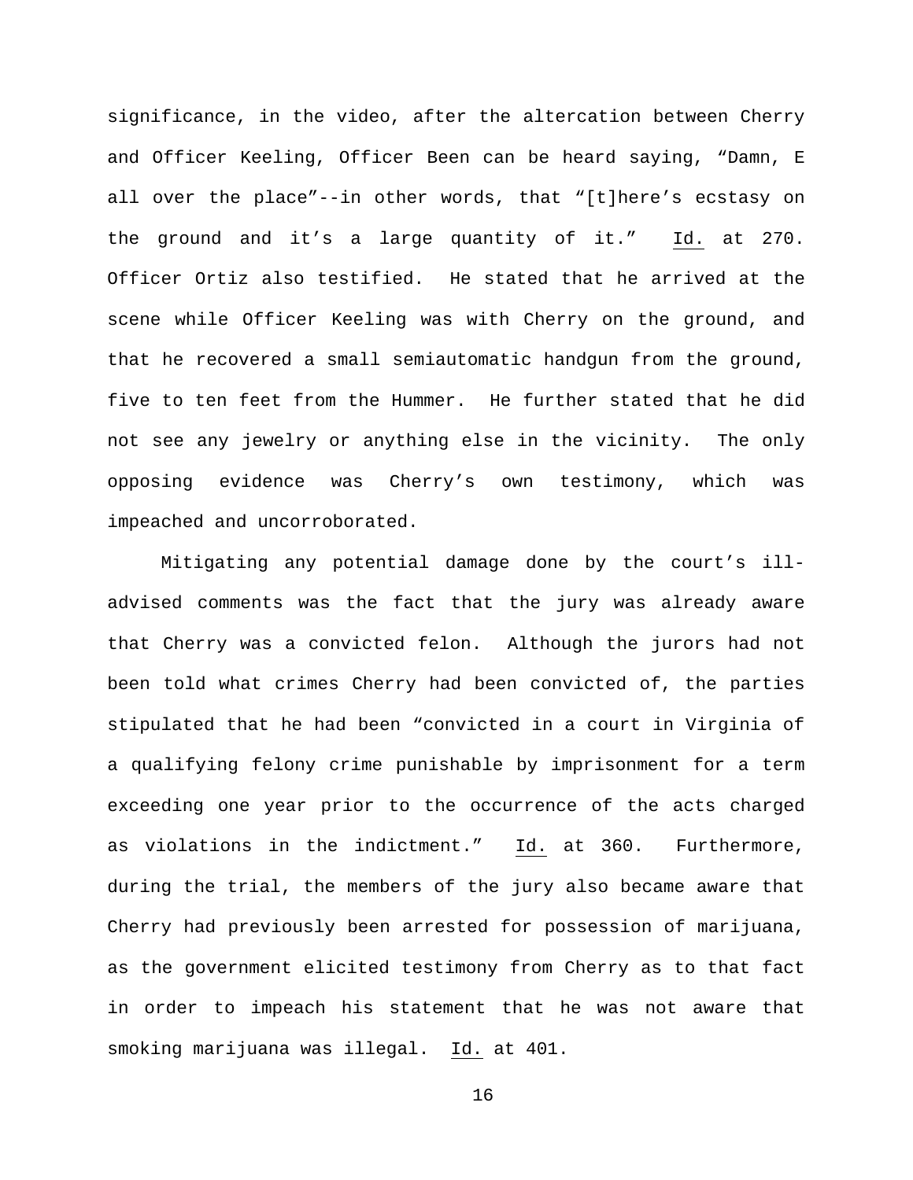significance, in the video, after the altercation between Cherry and Officer Keeling, Officer Been can be heard saying, "Damn, E all over the place"--in other words, that "[t]here's ecstasy on the ground and it's a large quantity of it." Id. at 270. Officer Ortiz also testified. He stated that he arrived at the scene while Officer Keeling was with Cherry on the ground, and that he recovered a small semiautomatic handgun from the ground, five to ten feet from the Hummer. He further stated that he did not see any jewelry or anything else in the vicinity. The only opposing evidence was Cherry's own testimony, which was impeached and uncorroborated.

Mitigating any potential damage done by the court's ill-advised comments was the fact that the jury was already aware that Cherry was a convicted felon. Although the jurors had not been told what crimes Cherry had been convicted of, the parties stipulated that he had been "convicted in a court in Virginia of a qualifying felony crime punishable by imprisonment for a term exceeding one year prior to the occurrence of the acts charged as violations in the indictment." Id. at 360. Furthermore, during the trial, the members of the jury also became aware that Cherry had previously been arrested for possession of marijuana, as the government elicited testimony from Cherry as to that fact in order to impeach his statement that he was not aware that smoking marijuana was illegal. Id. at 401.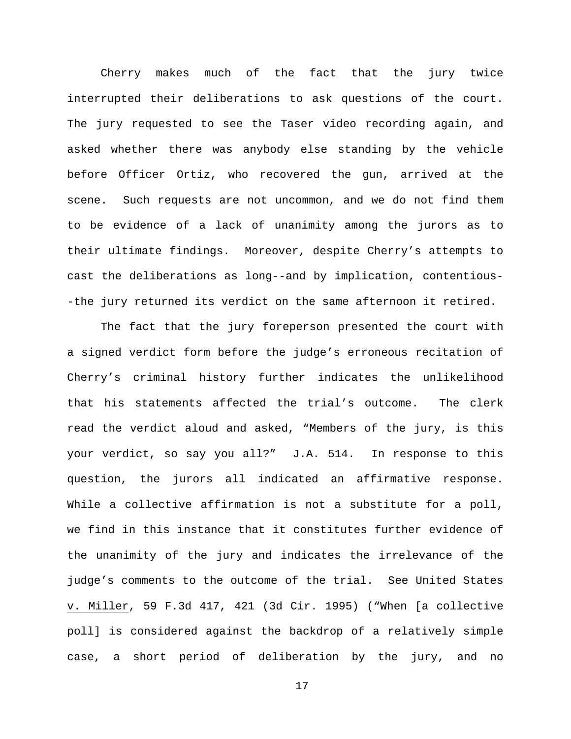Cherry makes much of the fact that the jury twice interrupted their deliberations to ask questions of the court. The jury requested to see the Taser video recording again, and asked whether there was anybody else standing by the vehicle before Officer Ortiz, who recovered the gun, arrived at the scene. Such requests are not uncommon, and we do not find them to be evidence of a lack of unanimity among the jurors as to their ultimate findings. Moreover, despite Cherry's attempts to cast the deliberations as long--and by implication, contentious--the jury returned its verdict on the same afternoon it retired.

The fact that the jury foreperson presented the court with a signed verdict form before the judge's erroneous recitation of Cherry's criminal history further indicates the unlikelihood that his statements affected the trial's outcome. The clerk read the verdict aloud and asked, "Members of the jury, is this your verdict, so say you all?" J.A. 514. In response to this question, the jurors all indicated an affirmative response. While a collective affirmation is not a substitute for a poll, we find in this instance that it constitutes further evidence of the unanimity of the jury and indicates the irrelevance of the judge's comments to the outcome of the trial. See United States v. Miller, 59 F.3d 417, 421 (3d Cir. 1995) ("When [a collective poll] is considered against the backdrop of a relatively simple case, a short period of deliberation by the jury, and no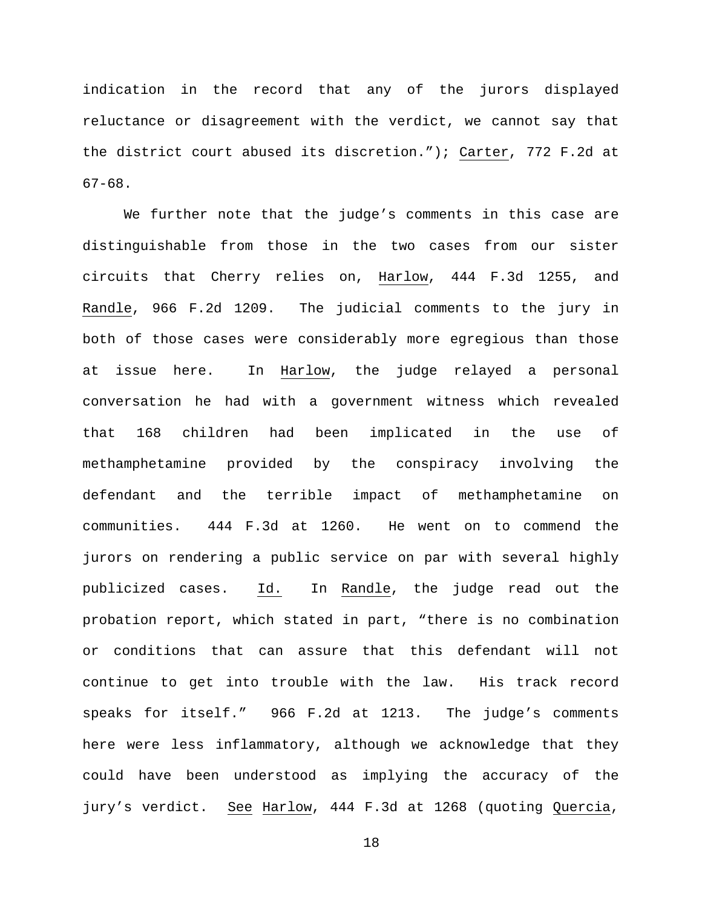indication in the record that any of the jurors displayed reluctance or disagreement with the verdict, we cannot say that the district court abused its discretion."); Carter, 772 F.2d at 67-68.

We further note that the judge's comments in this case are distinguishable from those in the two cases from our sister circuits that Cherry relies on, Harlow, 444 F.3d 1255, and Randle, 966 F.2d 1209. The judicial comments to the jury in both of those cases were considerably more egregious than those at issue here. In Harlow, the judge relayed a personal conversation he had with a government witness which revealed that 168 children had been implicated in the use of methamphetamine provided by the conspiracy involving the defendant and the terrible impact of methamphetamine on communities. 444 F.3d at 1260. He went on to commend the jurors on rendering a public service on par with several highly publicized cases. Id. In Randle, the judge read out the probation report, which stated in part, "there is no combination or conditions that can assure that this defendant will not continue to get into trouble with the law. His track record speaks for itself." 966 F.2d at 1213. The judge's comments here were less inflammatory, although we acknowledge that they could have been understood as implying the accuracy of the jury's verdict. See Harlow, 444 F.3d at 1268 (quoting Quercia,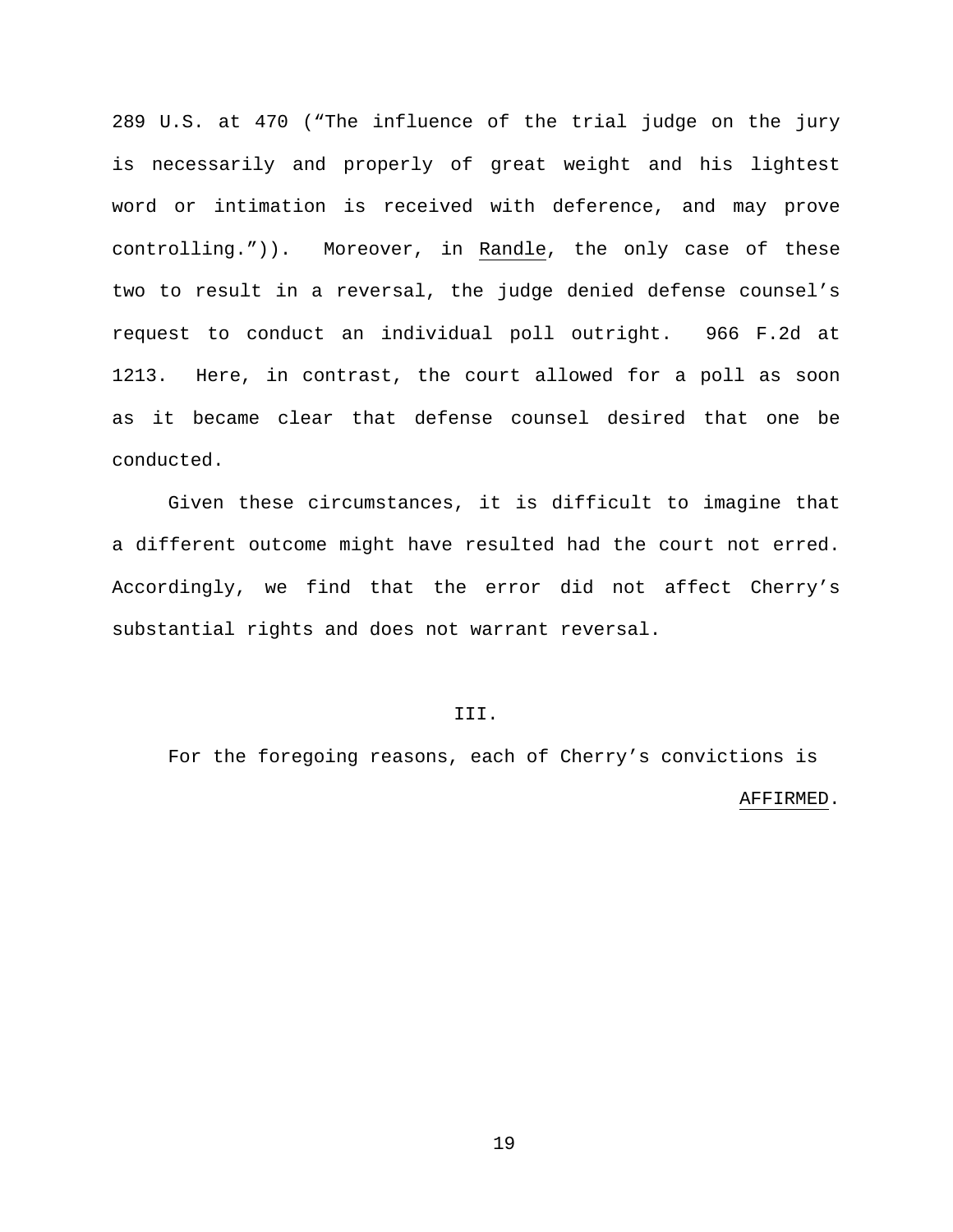289 U.S. at 470 (“The influence of the trial judge on the jury is necessarily and properly of great weight and his lightest word or intimation is received with deference, and may prove controlling.”)). Moreover, in Randle, the only case of these two to result in a reversal, the judge denied defense counsel’s request to conduct an individual poll outright. 966 F.2d at 1213. Here, in contrast, the court allowed for a poll as soon as it became clear that defense counsel desired that one be conducted.

Given these circumstances, it is difficult to imagine that a different outcome might have resulted had the court not erred. Accordingly, we find that the error did not affect Cherry’s substantial rights and does not warrant reversal.

III.

For the foregoing reasons, each of Cherry’s convictions is

AFFIRMED.